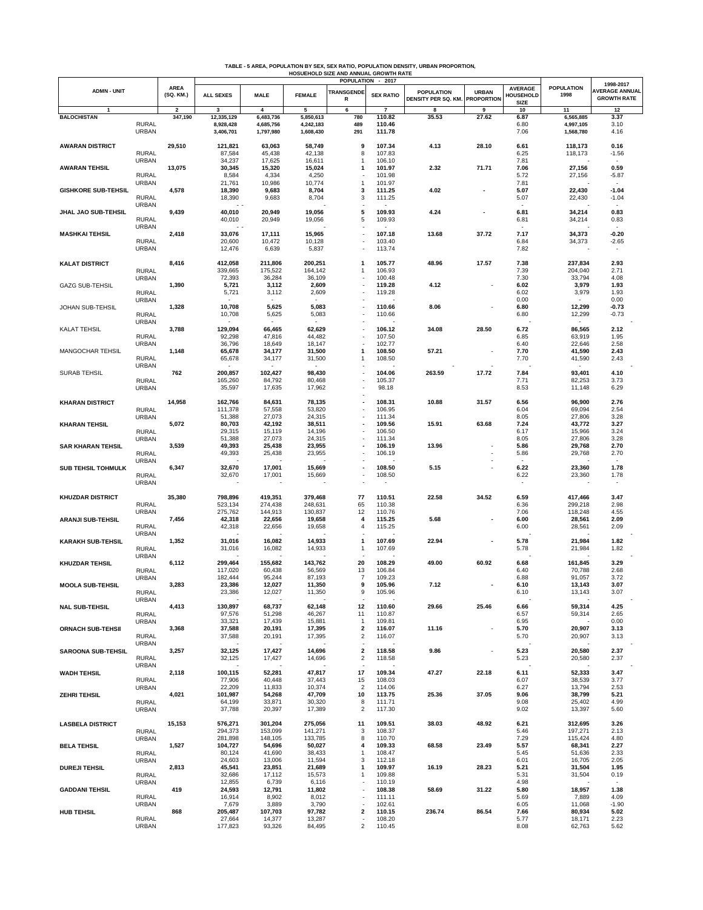**TABLE - 5 AREA, POPULATION BY SEX, SEX RATIO, POPULATION DENSITY, URBAN PROPORTION, HOSUEHOLD SIZE AND ANNUAL GROWTH RATE**

| ADMN - UNIT | | AREA (SQ. KM.) | POPULATION - 2017 | | | | | | | | POPULATION 1998 | 1998-2017 AVERAGE ANNUAL GROWTH RATE |
|---|---|---|---|---|---|---|---|---|---|---|---|---|
| | | | ALL SEXES | MALE | FEMALE | TRANSGENDER | SEX RATIO | POPULATION DENSITY PER SQ. KM. | URBAN PROPORTION | AVERAGE HOUSEHOLD SIZE | | |
| 1 | | 2 | 3 | 4 | 5 | 6 | 7 | 8 | 9 | 10 | 11 | 12 |
| **BALOCHISTAN** | | **347,190** | **12,335,129** | **6,483,736** | **5,850,613** | **780** | **110.82** | **35.53** | **27.62** | **6.87** | **6,565,885** | **3.37** |
| | RURAL | | 8,928,428 | 4,685,756 | 4,242,183 | 489 | 110.46 | | | 6.80 | 4,997,105 | 3.10 |
| | URBAN | | 3,406,701 | 1,797,980 | 1,608,430 | 291 | 111.78 | | | 7.06 | 1,568,780 | 4.16 |
| **AWARAN DISTRICT** | | **29,510** | **121,821** | **63,063** | **58,749** | **9** | **107.34** | **4.13** | **28.10** | **6.61** | **118,173** | **0.16** |
| | RURAL | | 87,584 | 45,438 | 42,138 | 8 | 107.83 | | | 6.25 | 118,173 | -1.56 |
| | URBAN | | 34,237 | 17,625 | 16,611 | 1 | 106.10 | | | 7.81 | - | - |
| **AWARAN TEHSIL** | | **13,075** | **30,345** | **15,320** | **15,024** | **1** | **101.97** | **2.32** | **71.71** | **7.06** | **27,156** | **0.59** |
| | RURAL | | 8,584 | 4,334 | 4,250 | - | 101.98 | | | 5.72 | 27,156 | -5.87 |
| | URBAN | | 21,761 | 10,986 | 10,774 | 1 | 101.97 | | | 7.81 | - | - |
| **GISHKORE SUB-TEHSIL** | | **4,578** | **18,390** | **9,683** | **8,704** | **3** | **111.25** | **4.02** | **-** | **5.07** | **22,430** | **-1.04** |
| | RURAL | | 18,390 | 9,683 | 8,704 | 3 | 111.25 | | | 5.07 | 22,430 | -1.04 |
| | URBAN | | - | - | - | - | - | | | - | - | - |
| **JHAL JAO SUB-TEHSIL** | | **9,439** | **40,010** | **20,949** | **19,056** | **5** | **109.93** | **4.24** | **-** | **6.81** | **34,214** | **0.83** |
| | RURAL | | 40,010 | 20,949 | 19,056 | 5 | 109.93 | | | 6.81 | 34,214 | 0.83 |
| | URBAN | | - | - | - | - | - | | | - | - | - |
| **MASHKAI TEHSIL** | | **2,418** | **33,076** | **17,111** | **15,965** | **-** | **107.18** | **13.68** | **37.72** | **7.17** | **34,373** | **-0.20** |
| | RURAL | | 20,600 | 10,472 | 10,128 | - | 103.40 | | | 6.84 | 34,373 | -2.65 |
| | URBAN | | 12,476 | 6,639 | 5,837 | - | 113.74 | | | 7.82 | - | - |
| **KALAT DISTRICT** | | **8,416** | **412,058** | **211,806** | **200,251** | **1** | **105.77** | **48.96** | **17.57** | **7.38** | **237,834** | **2.93** |
| | RURAL | | 339,665 | 175,522 | 164,142 | 1 | 106.93 | | | 7.39 | 204,040 | 2.71 |
| | URBAN | | 72,393 | 36,284 | 36,109 | - | 100.48 | | | 7.30 | 33,794 | 4.08 |
| GAZG SUB-TEHSIL | | **1,390** | **5,721** | **3,112** | **2,609** | - | **119.28** | **4.12** | - | **6.02** | **3,979** | **1.93** |
| | RURAL | | 5,721 | 3,112 | 2,609 | - | 119.28 | | | 6.02 | 3,979 | 1.93 |
| | URBAN | | - | - | - | - | - | | | 0.00 | - | 0.00 |
| JOHAN SUB-TEHSIL | | **1,328** | **10,708** | **5,625** | **5,083** | - | **110.66** | **8.06** | - | **6.80** | **12,299** | **-0.73** |
| | RURAL | | 10,708 | 5,625 | 5,083 | - | 110.66 | | | 6.80 | 12,299 | -0.73 |
| | URBAN | | - | - | - | - | - | | | - | - | - |
| KALAT TEHSIL | | **3,788** | **129,094** | **66,465** | **62,629** | - | **106.12** | **34.08** | **28.50** | **6.72** | **86,565** | **2.12** |
| | RURAL | | 92,298 | 47,816 | 44,482 | - | 107.50 | | | 6.85 | 63,919 | 1.95 |
| | URBAN | | 36,796 | 18,649 | 18,147 | - | 102.77 | | | 6.40 | 22,646 | 2.58 |
| MANGOCHAR TEHSIL | | **1,148** | **65,678** | **34,177** | **31,500** | **1** | **108.50** | **57.21** | - | **7.70** | **41,590** | **2.43** |
| | RURAL | | 65,678 | 34,177 | 31,500 | 1 | 108.50 | | | 7.70 | 41,590 | 2.43 |
| | URBAN | | - | - | - | - | - | | | - | - | - |
| SURAB TEHSIL | | **762** | **200,857** | **102,427** | **98,430** | - | **104.06** | **263.59** | **17.72** | **7.84** | **93,401** | **4.10** |
| | RURAL | | 165,260 | 84,792 | 80,468 | - | 105.37 | | | 7.71 | 82,253 | 3.73 |
| | URBAN | | 35,597 | 17,635 | 17,962 | - | 98.18 | | | 8.53 | 11,148 | 6.29 |
| **KHARAN DISTRICT** | | **14,958** | **162,766** | **84,631** | **78,135** | **-** | **108.31** | **10.88** | **31.57** | **6.56** | **96,900** | **2.76** |
| | RURAL | | 111,378 | 57,558 | 53,820 | - | 106.95 | | | 6.04 | 69,094 | 2.54 |
| | URBAN | | 51,388 | 27,073 | 24,315 | - | 111.34 | | | 8.05 | 27,806 | 3.28 |
| **KHARAN TEHSIL** | | **5,072** | **80,703** | **42,192** | **38,511** | **-** | **109.56** | **15.91** | **63.68** | **7.24** | **43,772** | **3.27** |
| | RURAL | | 29,315 | 15,119 | 14,196 | - | 106.50 | | | 6.17 | 15,966 | 3.24 |
| | URBAN | | 51,388 | 27,073 | 24,315 | - | 111.34 | | | 8.05 | 27,806 | 3.28 |
| **SAR KHARAN TEHSIL** | | **3,539** | **49,393** | **25,438** | **23,955** | **-** | **106.19** | **13.96** | - | **5.86** | **29,768** | **2.70** |
| | RURAL | | 49,393 | 25,438 | 23,955 | - | 106.19 | | - | 5.86 | 29,768 | 2.70 |
| | URBAN | | - | - | - | - | - | | - | - | - | - |
| **SUB TEHSIL TOHMULK** | | **6,347** | **32,670** | **17,001** | **15,669** | **-** | **108.50** | **5.15** | - | **6.22** | **23,360** | **1.78** |
| | RURAL | | 32,670 | 17,001 | 15,669 | - | 108.50 | | | 6.22 | 23,360 | 1.78 |
| | URBAN | | - | - | - | - | - | | | - | - | - |
| **KHUZDAR DISTRICT** | | **35,380** | **798,896** | **419,351** | **379,468** | **77** | **110.51** | **22.58** | **34.52** | **6.59** | **417,466** | **3.47** |
| | RURAL | | 523,134 | 274,438 | 248,631 | 65 | 110.38 | | | 6.36 | 299,218 | 2.98 |
| | URBAN | | 275,762 | 144,913 | 130,837 | 12 | 110.76 | | | 7.06 | 118,248 | 4.55 |
| **ARANJI SUB-TEHSIL** | | **7,456** | **42,318** | **22,656** | **19,658** | **4** | **115.25** | **5.68** | **-** | **6.00** | **28,561** | **2.09** |
| | RURAL | | 42,318 | 22,656 | 19,658 | 4 | 115.25 | | | 6.00 | 28,561 | 2.09 |
| | URBAN | | - | - | - | - | - | | | - | - | - |
| **KARAKH SUB-TEHSIL** | | **1,352** | **31,016** | **16,082** | **14,933** | **1** | **107.69** | **22.94** | **-** | **5.78** | **21,984** | **1.82** |
| | RURAL | | 31,016 | 16,082 | 14,933 | 1 | 107.69 | | | 5.78 | 21,984 | 1.82 |
| | URBAN | | - | - | - | - | - | | | - | - | - |
| **KHUZDAR TEHSIL** | | **6,112** | **299,464** | **155,682** | **143,762** | **20** | **108.29** | **49.00** | **60.92** | **6.68** | **161,845** | **3.29** |
| | RURAL | | 117,020 | 60,438 | 56,569 | 13 | 106.84 | | | 6.40 | 70,788 | 2.68 |
| | URBAN | | 182,444 | 95,244 | 87,193 | 7 | 109.23 | | | 6.88 | 91,057 | 3.72 |
| **MOOLA SUB-TEHSIL** | | **3,283** | **23,386** | **12,027** | **11,350** | **9** | **105.96** | **7.12** | **-** | **6.10** | **13,143** | **3.07** |
| | RURAL | | 23,386 | 12,027 | 11,350 | 9 | 105.96 | | | 6.10 | 13,143 | 3.07 |
| | URBAN | | - | - | - | - | - | | | - | - | - |
| **NAL SUB-TEHSIL** | | **4,413** | **130,897** | **68,737** | **62,148** | **12** | **110.60** | **29.66** | **25.46** | **6.66** | **59,314** | **4.25** |
| | RURAL | | 97,576 | 51,298 | 46,267 | 11 | 110.87 | | | 6.57 | 59,314 | 2.65 |
| | URBAN | | 33,321 | 17,439 | 15,881 | 1 | 109.81 | | | 6.95 | - | 0.00 |
| **ORNACH SUB-TEHSII** | | **3,368** | **37,588** | **20,191** | **17,395** | **2** | **116.07** | **11.16** | - | **5.70** | **20,907** | **3.13** |
| | RURAL | | 37,588 | 20,191 | 17,395 | 2 | 116.07 | | | 5.70 | 20,907 | 3.13 |
| | URBAN | | - | - | - | - | - | | | - | - | - |
| **SAROONA SUB-TEHSIL** | | **3,257** | **32,125** | **17,427** | **14,696** | **2** | **118.58** | **9.86** | - | **5.23** | **20,580** | **2.37** |
| | RURAL | | 32,125 | 17,427 | 14,696 | 2 | 118.58 | | | 5.23 | 20,580 | 2.37 |
| | URBAN | | - | - | - | - | - | | | - | - | - |
| **WADH TEHSIL** | | **2,118** | **100,115** | **52,281** | **47,817** | **17** | **109.34** | **47.27** | **22.18** | **6.11** | **52,333** | **3.47** |
| | RURAL | | 77,906 | 40,448 | 37,443 | 15 | 108.03 | | | 6.07 | 38,539 | 3.77 |
| | URBAN | | 22,209 | 11,833 | 10,374 | 2 | 114.06 | | | 6.27 | 13,794 | 2.53 |
| **ZEHRI TEHSIL** | | **4,021** | **101,987** | **54,268** | **47,709** | **10** | **113.75** | **25.36** | **37.05** | **9.06** | **38,799** | **5.21** |
| | RURAL | | 64,199 | 33,871 | 30,320 | 8 | 111.71 | | | 9.08 | 25,402 | 4.99 |
| | URBAN | | 37,788 | 20,397 | 17,389 | 2 | 117.30 | | | 9.02 | 13,397 | 5.60 |
| **LASBELA DISTRICT** | | **15,153** | **576,271** | **301,204** | **275,056** | **11** | **109.51** | **38.03** | **48.92** | **6.21** | **312,695** | **3.26** |
| | RURAL | | 294,373 | 153,099 | 141,271 | 3 | 108.37 | | | 5.46 | 197,271 | 2.13 |
| | URBAN | | 281,898 | 148,105 | 133,785 | 8 | 110.70 | | | 7.29 | 115,424 | 4.80 |
| **BELA TEHSIL** | | **1,527** | **104,727** | **54,696** | **50,027** | **4** | **109.33** | **68.58** | **23.49** | **5.57** | **68,341** | **2.27** |
| | RURAL | | 80,124 | 41,690 | 38,433 | 1 | 108.47 | | | 5.45 | 51,636 | 2.33 |
| | URBAN | | 24,603 | 13,006 | 11,594 | 3 | 112.18 | | | 6.01 | 16,705 | 2.05 |
| **DUREJI TEHSIL** | | **2,813** | **45,541** | **23,851** | **21,689** | **1** | **109.97** | **16.19** | **28.23** | **5.21** | **31,504** | **1.95** |
| | RURAL | | 32,686 | 17,112 | 15,573 | 1 | 109.88 | | | 5.31 | 31,504 | 0.19 |
| | URBAN | | 12,855 | 6,739 | 6,116 | - | 110.19 | | | 4.98 | - | - |
| **GADDANI TEHSIL** | | **419** | **24,593** | **12,791** | **11,802** | **-** | **108.38** | **58.69** | **31.22** | **5.80** | **18,957** | **1.38** |
| | RURAL | | 16,914 | 8,902 | 8,012 | - | 111.11 | | | 5.69 | 7,889 | 4.09 |
| | URBAN | | 7,679 | 3,889 | 3,790 | - | 102.61 | | | 6.05 | 11,068 | -1.90 |
| **HUB TEHSIL** | | **868** | **205,487** | **107,703** | **97,782** | **2** | **110.15** | **236.74** | **86.54** | **7.66** | **80,934** | **5.02** |
| | RURAL | | 27,664 | 14,377 | 13,287 | - | 108.20 | | | 5.77 | 18,171 | 2.23 |
| | URBAN | | 177,823 | 93,326 | 84,495 | 2 | 110.45 | | | 8.08 | 62,763 | 5.62 |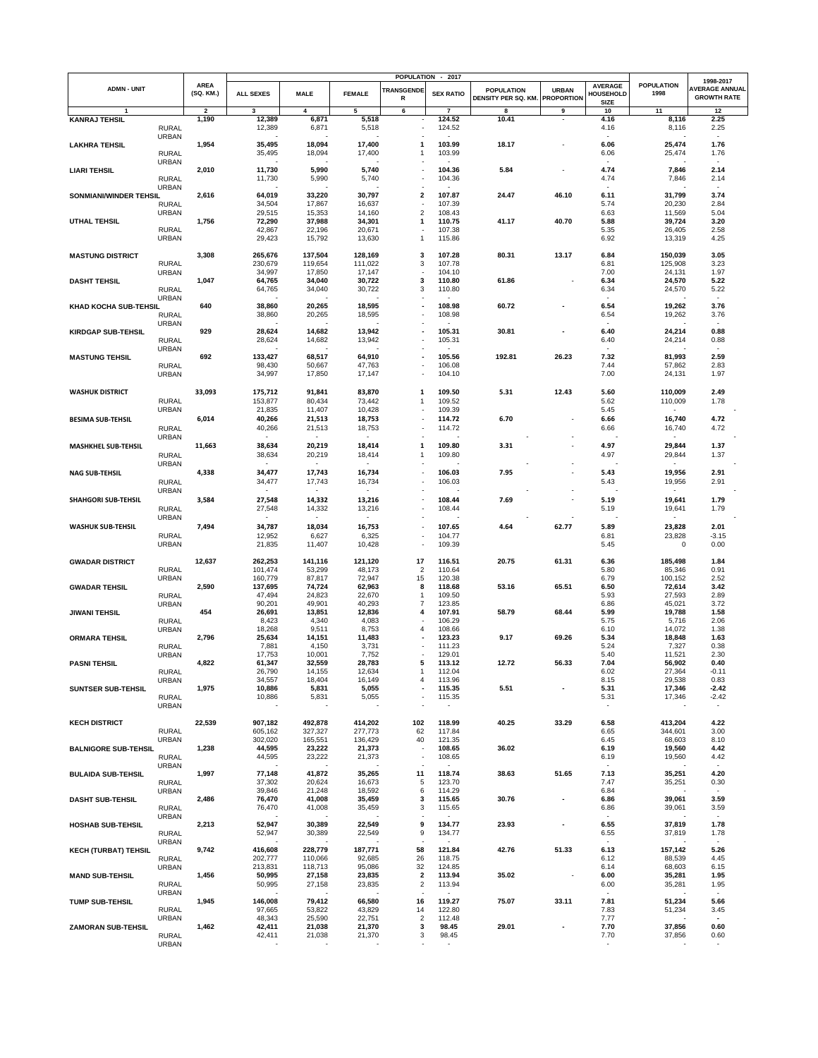| ADMN - UNIT | | AREA (SQ. KM.) | POPULATION - 2017 | | | | | | | | | POPULATION 1998 | 1998-2017 AVERAGE ANNUAL GROWTH RATE |
|---|---|---|---|---|---|---|---|---|---|---|---|---|---|
| | | | ALL SEXES | MALE | FEMALE | TRANSGENDER | SEX RATIO | POPULATION DENSITY PER SQ. KM. | URBAN PROPORTION | AVERAGE HOUSEHOLD SIZE | | | |
| 1 | | 2 | 3 | 4 | 5 | 6 | 7 | 8 | 9 | 10 | | 11 | 12 |
| **KANRAJ TEHSIL** | | **1,190** | **12,389** | **6,871** | **5,518** | - | **124.52** | **10.41** | - | **4.16** | | **8,116** | **2.25** |
| | RURAL | | 12,389 | 6,871 | 5,518 | - | 124.52 | | | 4.16 | | 8,116 | 2.25 |
| | URBAN | | - | - | - | - | - | | | - | | - | - |
| **LAKHRA TEHSIL** | | **1,954** | **35,495** | **18,094** | **17,400** | **1** | **103.99** | **18.17** | - | **6.06** | | **25,474** | **1.76** |
| | RURAL | | 35,495 | 18,094 | 17,400 | 1 | 103.99 | | | 6.06 | | 25,474 | 1.76 |
| | URBAN | | - | - | - | - | - | | | - | | - | - |
| **LIARI TEHSIL** | | **2,010** | **11,730** | **5,990** | **5,740** | - | **104.36** | **5.84** | - | **4.74** | | **7,846** | **2.14** |
| | RURAL | | 11,730 | 5,990 | 5,740 | - | 104.36 | | | 4.74 | | 7,846 | 2.14 |
| | URBAN | | - | - | - | - | - | | | - | | - | - |
| **SONMIANI/WINDER TEHSIL** | | **2,616** | **64,019** | **33,220** | **30,797** | **2** | **107.87** | **24.47** | **46.10** | **6.11** | | **31,799** | **3.74** |
| | RURAL | | 34,504 | 17,867 | 16,637 | - | 107.39 | | | 5.74 | | 20,230 | 2.84 |
| | URBAN | | 29,515 | 15,353 | 14,160 | 2 | 108.43 | | | 6.63 | | 11,569 | 5.04 |
| **UTHAL TEHSIL** | | **1,756** | **72,290** | **37,988** | **34,301** | **1** | **110.75** | **41.17** | **40.70** | **5.88** | | **39,724** | **3.20** |
| | RURAL | | 42,867 | 22,196 | 20,671 | - | 107.38 | | | 5.35 | | 26,405 | 2.58 |
| | URBAN | | 29,423 | 15,792 | 13,630 | 1 | 115.86 | | | 6.92 | | 13,319 | 4.25 |
| **MASTUNG DISTRICT** | | **3,308** | **265,676** | **137,504** | **128,169** | **3** | **107.28** | **80.31** | **13.17** | **6.84** | | **150,039** | **3.05** |
| | RURAL | | 230,679 | 119,654 | 111,022 | 3 | 107.78 | | | 6.81 | | 125,908 | 3.23 |
| | URBAN | | 34,997 | 17,850 | 17,147 | - | 104.10 | | | 7.00 | | 24,131 | 1.97 |
| **DASHT TEHSIL** | | **1,047** | **64,765** | **34,040** | **30,722** | **3** | **110.80** | **61.86** | - | **6.34** | | **24,570** | **5.22** |
| | RURAL | | 64,765 | 34,040 | 30,722 | 3 | 110.80 | | | 6.34 | | 24,570 | 5.22 |
| | URBAN | | - | - | - | - | - | | | - | | - | - |
| **KHAD KOCHA SUB-TEHSIL** | | **640** | **38,860** | **20,265** | **18,595** | - | **108.98** | **60.72** | - | **6.54** | | **19,262** | **3.76** |
| | RURAL | | 38,860 | 20,265 | 18,595 | - | 108.98 | | | 6.54 | | 19,262 | 3.76 |
| | URBAN | | - | - | - | - | - | | | - | | - | - |
| **KIRDGAP SUB-TEHSIL** | | **929** | **28,624** | **14,682** | **13,942** | - | **105.31** | **30.81** | - | **6.40** | | **24,214** | **0.88** |
| | RURAL | | 28,624 | 14,682 | 13,942 | - | 105.31 | | | 6.40 | | 24,214 | 0.88 |
| | URBAN | | - | - | - | - | - | | | - | | - | - |
| **MASTUNG TEHSIL** | | **692** | **133,427** | **68,517** | **64,910** | - | **105.56** | **192.81** | **26.23** | **7.32** | | **81,993** | **2.59** |
| | RURAL | | 98,430 | 50,667 | 47,763 | - | 106.08 | | | 7.44 | | 57,862 | 2.83 |
| | URBAN | | 34,997 | 17,850 | 17,147 | - | 104.10 | | | 7.00 | | 24,131 | 1.97 |
| **WASHUK DISTRICT** | | **33,093** | **175,712** | **91,841** | **83,870** | **1** | **109.50** | **5.31** | **12.43** | **5.60** | | **110,009** | **2.49** |
| | RURAL | | 153,877 | 80,434 | 73,442 | 1 | 109.52 | | | 5.62 | | 110,009 | 1.78 |
| | URBAN | | 21,835 | 11,407 | 10,428 | - | 109.39 | | | 5.45 | | - | - |
| **BESIMA SUB-TEHSIL** | | **6,014** | **40,266** | **21,513** | **18,753** | - | **114.72** | **6.70** | - | **6.66** | | **16,740** | **4.72** |
| | RURAL | | 40,266 | 21,513 | 18,753 | - | 114.72 | | | 6.66 | | 16,740 | 4.72 |
| | URBAN | | - | - | - | - | - | - | - | - | | - | - |
| **MASHKHEL SUB-TEHSIL** | | **11,663** | **38,634** | **20,219** | **18,414** | **1** | **109.80** | **3.31** | - | **4.97** | | **29,844** | **1.37** |
| | RURAL | | 38,634 | 20,219 | 18,414 | 1 | 109.80 | | | 4.97 | | 29,844 | 1.37 |
| | URBAN | | - | - | - | - | - | - | - | - | | - | - |
| **NAG SUB-TEHSIL** | | **4,338** | **34,477** | **17,743** | **16,734** | - | **106.03** | **7.95** | - | **5.43** | | **19,956** | **2.91** |
| | RURAL | | 34,477 | 17,743 | 16,734 | - | 106.03 | | | 5.43 | | 19,956 | 2.91 |
| | URBAN | | - | - | - | - | - | - | - | - | | - | - |
| **SHAHGORI SUB-TEHSIL** | | **3,584** | **27,548** | **14,332** | **13,216** | - | **108.44** | **7.69** | - | **5.19** | | **19,641** | **1.79** |
| | RURAL | | 27,548 | 14,332 | 13,216 | - | 108.44 | | | 5.19 | | 19,641 | 1.79 |
| | URBAN | | - | - | - | - | - | - | - | - | | - | - |
| **WASHUK SUB-TEHSIL** | | **7,494** | **34,787** | **18,034** | **16,753** | - | **107.65** | **4.64** | **62.77** | **5.89** | | **23,828** | **2.01** |
| | RURAL | | 12,952 | 6,627 | 6,325 | - | 104.77 | | | 6.81 | | 23,828 | -3.15 |
| | URBAN | | 21,835 | 11,407 | 10,428 | - | 109.39 | | | 5.45 | | 0 | 0.00 |
| **GWADAR DISTRICT** | | **12,637** | **262,253** | **141,116** | **121,120** | **17** | **116.51** | **20.75** | **61.31** | **6.36** | | **185,498** | **1.84** |
| | RURAL | | 101,474 | 53,299 | 48,173 | 2 | 110.64 | | | 5.80 | | 85,346 | 0.91 |
| | URBAN | | 160,779 | 87,817 | 72,947 | 15 | 120.38 | | | 6.79 | | 100,152 | 2.52 |
| **GWADAR TEHSIL** | | **2,590** | **137,695** | **74,724** | **62,963** | **8** | **118.68** | **53.16** | **65.51** | **6.50** | | **72,614** | **3.42** |
| | RURAL | | 47,494 | 24,823 | 22,670 | 1 | 109.50 | | | 5.93 | | 27,593 | 2.89 |
| | URBAN | | 90,201 | 49,901 | 40,293 | 7 | 123.85 | | | 6.86 | | 45,021 | 3.72 |
| **JIWANI TEHSIL** | | **454** | **26,691** | **13,851** | **12,836** | **4** | **107.91** | **58.79** | **68.44** | **5.99** | | **19,788** | **1.58** |
| | RURAL | | 8,423 | 4,340 | 4,083 | - | 106.29 | | | 5.75 | | 5,716 | 2.06 |
| | URBAN | | 18,268 | 9,511 | 8,753 | 4 | 108.66 | | | 6.10 | | 14,072 | 1.38 |
| **ORMARA TEHSIL** | | **2,796** | **25,634** | **14,151** | **11,483** | - | **123.23** | **9.17** | **69.26** | **5.34** | | **18,848** | **1.63** |
| | RURAL | | 7,881 | 4,150 | 3,731 | - | 111.23 | | | 5.24 | | 7,327 | 0.38 |
| | URBAN | | 17,753 | 10,001 | 7,752 | - | 129.01 | | | 5.40 | | 11,521 | 2.30 |
| **PASNI TEHSIL** | | **4,822** | **61,347** | **32,559** | **28,783** | **5** | **113.12** | **12.72** | **56.33** | **7.04** | | **56,902** | **0.40** |
| | RURAL | | 26,790 | 14,155 | 12,634 | 1 | 112.04 | | | 6.02 | | 27,364 | -0.11 |
| | URBAN | | 34,557 | 18,404 | 16,149 | 4 | 113.96 | | | 8.15 | | 29,538 | 0.83 |
| **SUNTSER SUB-TEHSIL** | | **1,975** | **10,886** | **5,831** | **5,055** | - | **115.35** | **5.51** | - | **5.31** | | **17,346** | **-2.42** |
| | RURAL | | 10,886 | 5,831 | 5,055 | - | 115.35 | | | 5.31 | | 17,346 | -2.42 |
| | URBAN | | - | - | - | - | - | | | - | | - | - |
| **KECH DISTRICT** | | **22,539** | **907,182** | **492,878** | **414,202** | **102** | **118.99** | **40.25** | **33.29** | **6.58** | | **413,204** | **4.22** |
| | RURAL | | 605,162 | 327,327 | 277,773 | 62 | 117.84 | | | 6.65 | | 344,601 | 3.00 |
| | URBAN | | 302,020 | 165,551 | 136,429 | 40 | 121.35 | | | 6.45 | | 68,603 | 8.10 |
| **BALNIGORE SUB-TEHSIL** | | **1,238** | **44,595** | **23,222** | **21,373** | - | **108.65** | **36.02** | - | **6.19** | | **19,560** | **4.42** |
| | RURAL | | 44,595 | 23,222 | 21,373 | - | 108.65 | | | 6.19 | | 19,560 | 4.42 |
| | URBAN | | - | - | - | - | - | | | - | | - | - |
| **BULAIDA SUB-TEHSIL** | | **1,997** | **77,148** | **41,872** | **35,265** | **11** | **118.74** | **38.63** | **51.65** | **7.13** | | **35,251** | **4.20** |
| | RURAL | | 37,302 | 20,624 | 16,673 | 5 | 123.70 | | | 7.47 | | 35,251 | 0.30 |
| | URBAN | | 39,846 | 21,248 | 18,592 | 6 | 114.29 | | | 6.84 | | - | - |
| **DASHT SUB-TEHSIL** | | **2,486** | **76,470** | **41,008** | **35,459** | **3** | **115.65** | **30.76** | - | **6.86** | | **39,061** | **3.59** |
| | RURAL | | 76,470 | 41,008 | 35,459 | 3 | 115.65 | | | 6.86 | | 39,061 | 3.59 |
| | URBAN | | - | - | - | - | - | | | - | | - | - |
| **HOSHAB SUB-TEHSIL** | | **2,213** | **52,947** | **30,389** | **22,549** | **9** | **134.77** | **23.93** | - | **6.55** | | **37,819** | **1.78** |
| | RURAL | | 52,947 | 30,389 | 22,549 | 9 | 134.77 | | | 6.55 | | 37,819 | 1.78 |
| | URBAN | | - | - | - | - | - | | | - | | - | - |
| **KECH (TURBAT) TEHSIL** | | **9,742** | **416,608** | **228,779** | **187,771** | **58** | **121.84** | **42.76** | **51.33** | **6.13** | | **157,142** | **5.26** |
| | RURAL | | 202,777 | 110,066 | 92,685 | 26 | 118.75 | | | 6.12 | | 88,539 | 4.45 |
| | URBAN | | 213,831 | 118,713 | 95,086 | 32 | 124.85 | | | 6.14 | | 68,603 | 6.15 |
| **MAND SUB-TEHSIL** | | **1,456** | **50,995** | **27,158** | **23,835** | **2** | **113.94** | **35.02** | - | **6.00** | | **35,281** | **1.95** |
| | RURAL | | 50,995 | 27,158 | 23,835 | 2 | 113.94 | | | 6.00 | | 35,281 | 1.95 |
| | URBAN | | - | - | - | - | - | | | - | | - | - |
| **TUMP SUB-TEHSIL** | | **1,945** | **146,008** | **79,412** | **66,580** | **16** | **119.27** | **75.07** | **33.11** | **7.81** | | **51,234** | **5.66** |
| | RURAL | | 97,665 | 53,822 | 43,829 | 14 | 122.80 | | | 7.83 | | 51,234 | 3.45 |
| | URBAN | | 48,343 | 25,590 | 22,751 | 2 | 112.48 | | | 7.77 | | - | - |
| **ZAMORAN SUB-TEHSIL** | | **1,462** | **42,411** | **21,038** | **21,370** | **3** | **98.45** | **29.01** | - | **7.70** | | **37,856** | **0.60** |
| | RURAL | | 42,411 | 21,038 | 21,370 | 3 | 98.45 | | | 7.70 | | 37,856 | 0.60 |
| | URBAN | | - | - | - | - | - | | | - | | - | - |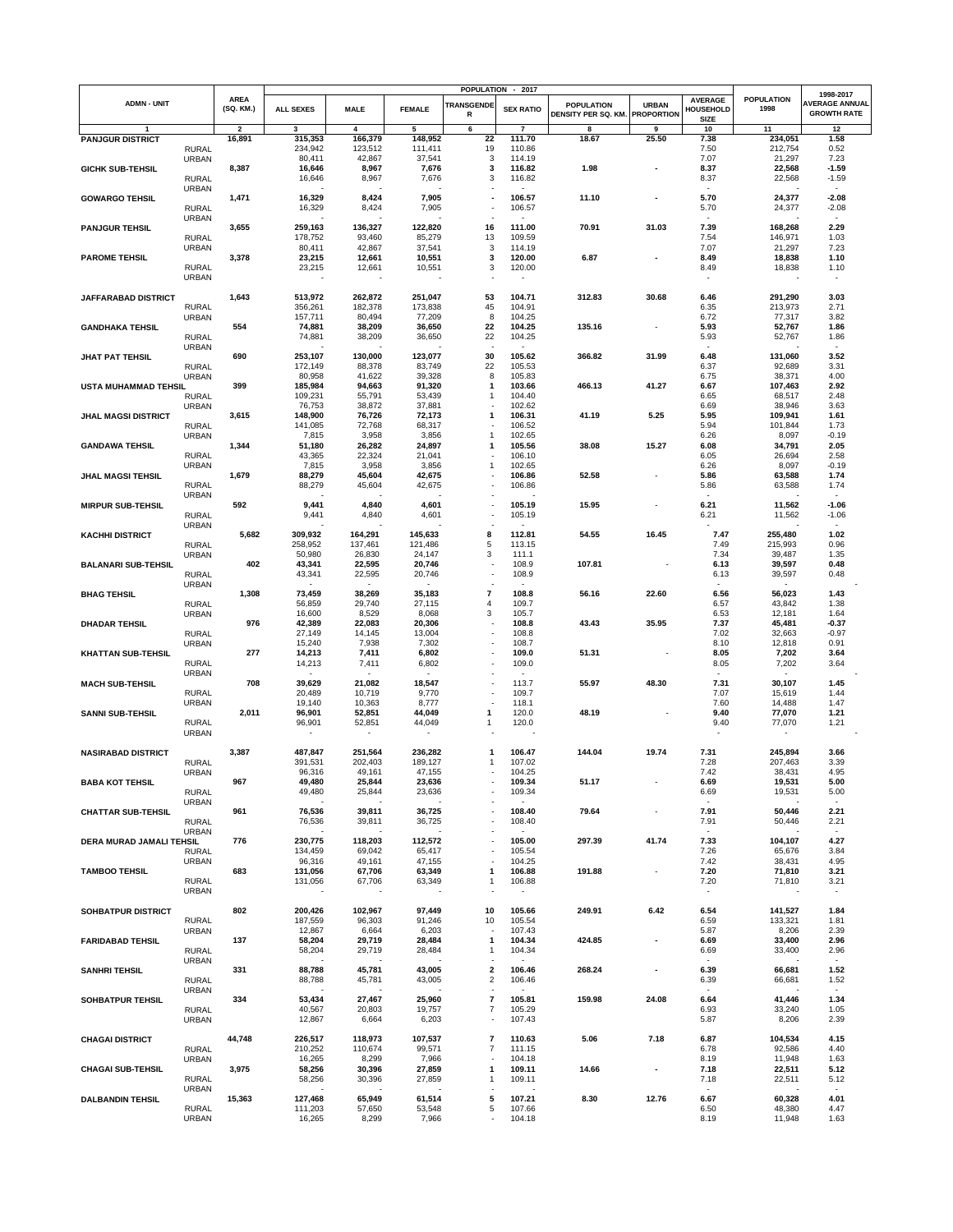| ADMN - UNIT | | AREA (SQ. KM.) | POPULATION - 2017 | | | | | | | | | POPULATION 1998 | 1998-2017 AVERAGE ANNUAL GROWTH RATE |
|---|---|---|---|---|---|---|---|---|---|---|---|---|---|
| | | | ALL SEXES | MALE | FEMALE | TRANSGENDER | SEX RATIO | POPULATION DENSITY PER SQ. KM. | URBAN PROPORTION | AVERAGE HOUSEHOLD SIZE | | | |
| 1 | | 2 | 3 | 4 | 5 | 6 | 7 | 8 | 9 | 10 | | 11 | 12 |
| **PANJGUR DISTRICT** | | **16,891** | **315,353** | **166,379** | **148,952** | **22** | **111.70** | **18.67** | **25.50** | **7.38** | | **234,051** | **1.58** |
| | RURAL | | 234,942 | 123,512 | 111,411 | 19 | 110.86 | | | 7.50 | | 212,754 | 0.52 |
| | URBAN | | 80,411 | 42,867 | 37,541 | 3 | 114.19 | | | 7.07 | | 21,297 | 7.23 |
| **GICHK SUB-TEHSIL** | | **8,387** | **16,646** | **8,967** | **7,676** | **3** | **116.82** | **1.98** | **-** | **8.37** | | **22,568** | **-1.59** |
| | RURAL | | 16,646 | 8,967 | 7,676 | 3 | 116.82 | | | 8.37 | | 22,568 | -1.59 |
| | URBAN | | - | - | - | - | - | | | - | | - | - |
| **GOWARGO TEHSIL** | | **1,471** | **16,329** | **8,424** | **7,905** | **-** | **106.57** | **11.10** | **-** | **5.70** | | **24,377** | **-2.08** |
| | RURAL | | 16,329 | 8,424 | 7,905 | - | 106.57 | | | 5.70 | | 24,377 | -2.08 |
| | URBAN | | - | - | - | - | - | | | - | | - | - |
| **PANJGUR TEHSIL** | | **3,655** | **259,163** | **136,327** | **122,820** | **16** | **111.00** | **70.91** | **31.03** | **7.39** | | **168,268** | **2.29** |
| | RURAL | | 178,752 | 93,460 | 85,279 | 13 | 109.59 | | | 7.54 | | 146,971 | 1.03 |
| | URBAN | | 80,411 | 42,867 | 37,541 | 3 | 114.19 | | | 7.07 | | 21,297 | 7.23 |
| **PAROME TEHSIL** | | **3,378** | **23,215** | **12,661** | **10,551** | **3** | **120.00** | **6.87** | **-** | **8.49** | | **18,838** | **1.10** |
| | RURAL | | 23,215 | 12,661 | 10,551 | 3 | 120.00 | | | 8.49 | | 18,838 | 1.10 |
| | URBAN | | - | - | - | - | - | | | - | | - | - |
| **JAFFARABAD DISTRICT** | | **1,643** | **513,972** | **262,872** | **251,047** | **53** | **104.71** | **312.83** | **30.68** | **6.46** | | **291,290** | **3.03** |
| | RURAL | | 356,261 | 182,378 | 173,838 | 45 | 104.91 | | | 6.35 | | 213,973 | 2.71 |
| | URBAN | | 157,711 | 80,494 | 77,209 | 8 | 104.25 | | | 6.72 | | 77,317 | 3.82 |
| **GANDHAKA TEHSIL** | | **554** | **74,881** | **38,209** | **36,650** | **22** | **104.25** | **135.16** | **-** | **5.93** | | **52,767** | **1.86** |
| | RURAL | | 74,881 | 38,209 | 36,650 | 22 | 104.25 | | | 5.93 | | 52,767 | 1.86 |
| | URBAN | | - | - | - | - | - | | | - | | - | - |
| **JHAT PAT TEHSIL** | | **690** | **253,107** | **130,000** | **123,077** | **30** | **105.62** | **366.82** | **31.99** | **6.48** | | **131,060** | **3.52** |
| | RURAL | | 172,149 | 88,378 | 83,749 | 22 | 105.53 | | | 6.37 | | 92,689 | 3.31 |
| | URBAN | | 80,958 | 41,622 | 39,328 | 8 | 105.83 | | | 6.75 | | 38,371 | 4.00 |
| **USTA MUHAMMAD TEHSIL** | | **399** | **185,984** | **94,663** | **91,320** | **1** | **103.66** | **466.13** | **41.27** | **6.67** | | **107,463** | **2.92** |
| | RURAL | | 109,231 | 55,791 | 53,439 | 1 | 104.40 | | | 6.65 | | 68,517 | 2.48 |
| | URBAN | | 76,753 | 38,872 | 37,881 | - | 102.62 | | | 6.69 | | 38,946 | 3.63 |
| **JHAL MAGSI DISTRICT** | | **3,615** | **148,900** | **76,726** | **72,173** | **1** | **106.31** | **41.19** | **5.25** | **5.95** | | **109,941** | **1.61** |
| | RURAL | | 141,085 | 72,768 | 68,317 | - | 106.52 | | | 5.94 | | 101,844 | 1.73 |
| | URBAN | | 7,815 | 3,958 | 3,856 | 1 | 102.65 | | | 6.26 | | 8,097 | -0.19 |
| **GANDAWA TEHSIL** | | **1,344** | **51,180** | **26,282** | **24,897** | **1** | **105.56** | **38.08** | **15.27** | **6.08** | | **34,791** | **2.05** |
| | RURAL | | 43,365 | 22,324 | 21,041 | - | 106.10 | | | 6.05 | | 26,694 | 2.58 |
| | URBAN | | 7,815 | 3,958 | 3,856 | 1 | 102.65 | | | 6.26 | | 8,097 | -0.19 |
| **JHAL MAGSI TEHSIL** | | **1,679** | **88,279** | **45,604** | **42,675** | **-** | **106.86** | **52.58** | **-** | **5.86** | | **63,588** | **1.74** |
| | RURAL | | 88,279 | 45,604 | 42,675 | - | 106.86 | | | 5.86 | | 63,588 | 1.74 |
| | URBAN | | - | - | - | - | - | | | - | | - | - |
| **MIRPUR SUB-TEHSIL** | | **592** | **9,441** | **4,840** | **4,601** | **-** | **105.19** | **15.95** | **-** | **6.21** | | **11,562** | **-1.06** |
| | RURAL | | 9,441 | 4,840 | 4,601 | - | 105.19 | | | 6.21 | | 11,562 | -1.06 |
| | URBAN | | - | - | - | - | - | | | - | | - | - |
| **KACHHI DISTRICT** | | **5,682** | **309,932** | **164,291** | **145,633** | **8** | **112.81** | **54.55** | **16.45** | **7.47** | | **255,480** | **1.02** |
| | RURAL | | 258,952 | 137,461 | 121,486 | 5 | 113.15 | | | 7.49 | | 215,993 | 0.96 |
| | URBAN | | 50,980 | 26,830 | 24,147 | 3 | 111.1 | | | 7.34 | | 39,487 | 1.35 |
| **BALANARI SUB-TEHSIL** | | **402** | **43,341** | **22,595** | **20,746** | **-** | **108.9** | **107.81** | **-** | **6.13** | | **39,597** | **0.48** |
| | RURAL | | 43,341 | 22,595 | 20,746 | - | 108.9 | | | 6.13 | | 39,597 | 0.48 |
| | URBAN | | - | - | - | - | - | | | - | | - | - |
| **BHAG TEHSIL** | | **1,308** | **73,459** | **38,269** | **35,183** | **7** | **108.8** | **56.16** | **22.60** | **6.56** | | **56,023** | **1.43** |
| | RURAL | | 56,859 | 29,740 | 27,115 | 4 | 109.7 | | | 6.57 | | 43,842 | 1.38 |
| | URBAN | | 16,600 | 8,529 | 8,068 | 3 | 105.7 | | | 6.53 | | 12,181 | 1.64 |
| **DHADAR TEHSIL** | | **976** | **42,389** | **22,083** | **20,306** | **-** | **108.8** | **43.43** | **35.95** | **7.37** | | **45,481** | **-0.37** |
| | RURAL | | 27,149 | 14,145 | 13,004 | - | 108.8 | | | 7.02 | | 32,663 | -0.97 |
| | URBAN | | 15,240 | 7,938 | 7,302 | - | 108.7 | | | 8.10 | | 12,818 | 0.91 |
| **KHATTAN SUB-TEHSIL** | | **277** | **14,213** | **7,411** | **6,802** | **-** | **109.0** | **51.31** | **-** | **8.05** | | **7,202** | **3.64** |
| | RURAL | | 14,213 | 7,411 | 6,802 | - | 109.0 | | | 8.05 | | 7,202 | 3.64 |
| | URBAN | | - | - | - | - | - | | | - | | - | - |
| **MACH SUB-TEHSIL** | | **708** | **39,629** | **21,082** | **18,547** | **-** | **113.7** | **55.97** | **48.30** | **7.31** | | **30,107** | **1.45** |
| | RURAL | | 20,489 | 10,719 | 9,770 | - | 109.7 | | | 7.07 | | 15,619 | 1.44 |
| | URBAN | | 19,140 | 10,363 | 8,777 | - | 118.1 | | | 7.60 | | 14,488 | 1.47 |
| **SANNI SUB-TEHSIL** | | **2,011** | **96,901** | **52,851** | **44,049** | **1** | **120.0** | **48.19** | **-** | **9.40** | | **77,070** | **1.21** |
| | RURAL | | 96,901 | 52,851 | 44,049 | 1 | 120.0 | | | 9.40 | | 77,070 | 1.21 |
| | URBAN | | - | - | - | - | - | | | - | | - | - |
| **NASIRABAD DISTRICT** | | **3,387** | **487,847** | **251,564** | **236,282** | **1** | **106.47** | **144.04** | **19.74** | **7.31** | | **245,894** | **3.66** |
| | RURAL | | 391,531 | 202,403 | 189,127 | 1 | 107.02 | | | 7.28 | | 207,463 | 3.39 |
| | URBAN | | 96,316 | 49,161 | 47,155 | - | 104.25 | | | 7.42 | | 38,431 | 4.95 |
| **BABA KOT TEHSIL** | | **967** | **49,480** | **25,844** | **23,636** | **-** | **109.34** | **51.17** | **-** | **6.69** | | **19,531** | **5.00** |
| | RURAL | | 49,480 | 25,844 | 23,636 | - | 109.34 | | | 6.69 | | 19,531 | 5.00 |
| | URBAN | | - | - | - | - | - | | | - | | - | - |
| **CHATTAR SUB-TEHSIL** | | **961** | **76,536** | **39,811** | **36,725** | **-** | **108.40** | **79.64** | **-** | **7.91** | | **50,446** | **2.21** |
| | RURAL | | 76,536 | 39,811 | 36,725 | - | 108.40 | | | 7.91 | | 50,446 | 2.21 |
| | URBAN | | - | - | - | - | - | | | - | | - | - |
| **DERA MURAD JAMALI TEHSIL** | | **776** | **230,775** | **118,203** | **112,572** | **-** | **105.00** | **297.39** | **41.74** | **7.33** | | **104,107** | **4.27** |
| | RURAL | | 134,459 | 69,042 | 65,417 | - | 105.54 | | | 7.26 | | 65,676 | 3.84 |
| | URBAN | | 96,316 | 49,161 | 47,155 | - | 104.25 | | | 7.42 | | 38,431 | 4.95 |
| **TAMBOO TEHSIL** | | **683** | **131,056** | **67,706** | **63,349** | **1** | **106.88** | **191.88** | **-** | **7.20** | | **71,810** | **3.21** |
| | RURAL | | 131,056 | 67,706 | 63,349 | 1 | 106.88 | | | 7.20 | | 71,810 | 3.21 |
| | URBAN | | - | - | - | - | - | | | - | | - | - |
| **SOHBATPUR DISTRICT** | | **802** | **200,426** | **102,967** | **97,449** | **10** | **105.66** | **249.91** | **6.42** | **6.54** | | **141,527** | **1.84** |
| | RURAL | | 187,559 | 96,303 | 91,246 | 10 | 105.54 | | | 6.59 | | 133,321 | 1.81 |
| | URBAN | | 12,867 | 6,664 | 6,203 | - | 107.43 | | | 5.87 | | 8,206 | 2.39 |
| **FARIDABAD TEHSIL** | | **137** | **58,204** | **29,719** | **28,484** | **1** | **104.34** | **424.85** | **-** | **6.69** | | **33,400** | **2.96** |
| | RURAL | | 58,204 | 29,719 | 28,484 | 1 | 104.34 | | | 6.69 | | 33,400 | 2.96 |
| | URBAN | | - | - | - | - | - | | | - | | - | - |
| **SANHRI TEHSIL** | | **331** | **88,788** | **45,781** | **43,005** | **2** | **106.46** | **268.24** | **-** | **6.39** | | **66,681** | **1.52** |
| | RURAL | | 88,788 | 45,781 | 43,005 | 2 | 106.46 | | | 6.39 | | 66,681 | 1.52 |
| | URBAN | | - | - | - | - | - | | | - | | - | - |
| **SOHBATPUR TEHSIL** | | **334** | **53,434** | **27,467** | **25,960** | **7** | **105.81** | **159.98** | **24.08** | **6.64** | | **41,446** | **1.34** |
| | RURAL | | 40,567 | 20,803 | 19,757 | 7 | 105.29 | | | 6.93 | | 33,240 | 1.05 |
| | URBAN | | 12,867 | 6,664 | 6,203 | - | 107.43 | | | 5.87 | | 8,206 | 2.39 |
| **CHAGAI DISTRICT** | | **44,748** | **226,517** | **118,973** | **107,537** | **7** | **110.63** | **5.06** | **7.18** | **6.87** | | **104,534** | **4.15** |
| | RURAL | | 210,252 | 110,674 | 99,571 | 7 | 111.15 | | | 6.78 | | 92,586 | 4.40 |
| | URBAN | | 16,265 | 8,299 | 7,966 | - | 104.18 | | | 8.19 | | 11,948 | 1.63 |
| **CHAGAI SUB-TEHSIL** | | **3,975** | **58,256** | **30,396** | **27,859** | **1** | **109.11** | **14.66** | **-** | **7.18** | | **22,511** | **5.12** |
| | RURAL | | 58,256 | 30,396 | 27,859 | 1 | 109.11 | | | 7.18 | | 22,511 | 5.12 |
| | URBAN | | - | - | - | - | - | | | - | | - | - |
| **DALBANDIN TEHSIL** | | **15,363** | **127,468** | **65,949** | **61,514** | **5** | **107.21** | **8.30** | **12.76** | **6.67** | | **60,328** | **4.01** |
| | RURAL | | 111,203 | 57,650 | 53,548 | 5 | 107.66 | | | 6.50 | | 48,380 | 4.47 |
| | URBAN | | 16,265 | 8,299 | 7,966 | - | 104.18 | | | 8.19 | | 11,948 | 1.63 |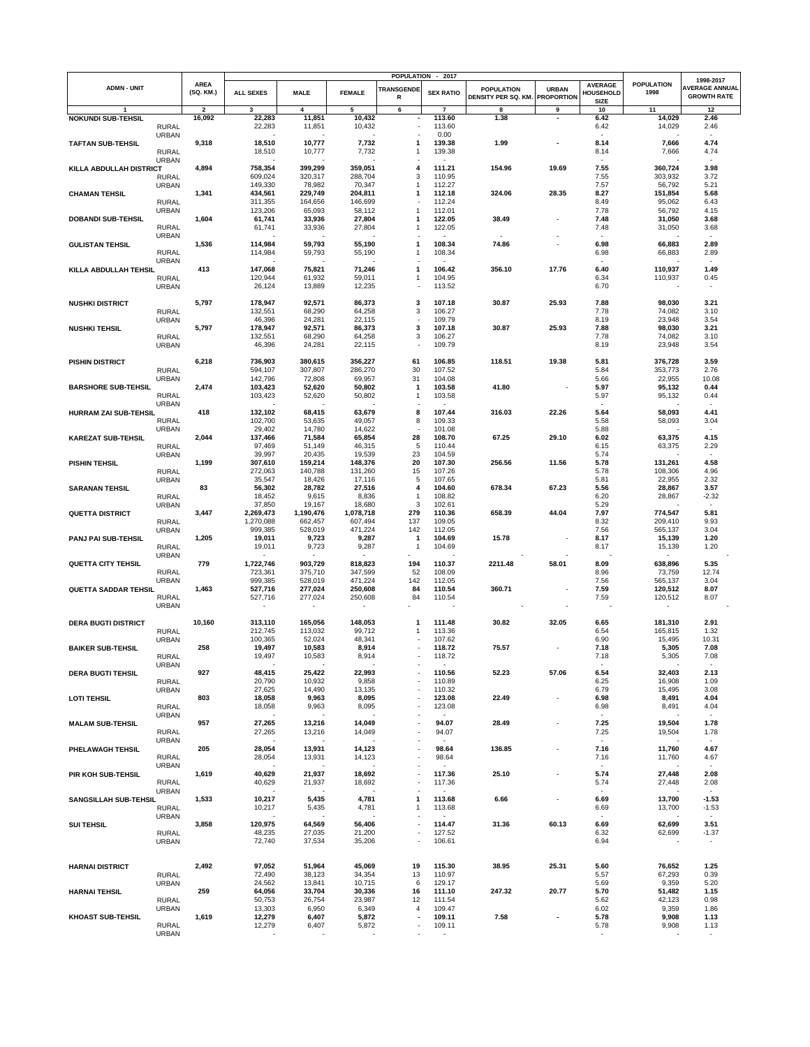| ADMN - UNIT | | AREA (SQ. KM.) | POPULATION - 2017 | | | | | | | | | POPULATION 1998 | 1998-2017 AVERAGE ANNUAL GROWTH RATE |
|---|---|---|---|---|---|---|---|---|---|---|---|---|---|
| | | | ALL SEXES | MALE | FEMALE | TRANSGENDER | SEX RATIO | POPULATION DENSITY PER SQ. KM. | URBAN PROPORTION | AVERAGE HOUSEHOLD SIZE | | |
| 1 | | 2 | 3 | 4 | 5 | 6 | 7 | 8 | 9 | 10 | 11 | 12 |
| **NOKUNDI SUB-TEHSIL** | | **16,092** | **22,283** | **11,851** | **10,432** | **-** | **113.60** | **1.38** | **-** | **6.42** | **14,029** | **2.46** |
| | RURAL | | 22,283 | 11,851 | 10,432 | - | 113.60 | | | 6.42 | 14,029 | 2.46 |
| | URBAN | | - | - | - | - | 0.00 | | | - | - | - |
| **TAFTAN SUB-TEHSIL** | | **9,318** | **18,510** | **10,777** | **7,732** | **1** | **139.38** | **1.99** | **-** | **8.14** | **7,666** | **4.74** |
| | RURAL | | 18,510 | 10,777 | 7,732 | 1 | 139.38 | | | 8.14 | 7,666 | 4.74 |
| | URBAN | | - | - | - | - | - | | | - | - | - |
| **KILLA ABDULLAH DISTRICT** | | **4,894** | **758,354** | **399,299** | **359,051** | **4** | **111.21** | **154.96** | **19.69** | **7.55** | **360,724** | **3.98** |
| | RURAL | | 609,024 | 320,317 | 288,704 | 3 | 110.95 | | | 7.55 | 303,932 | 3.72 |
| | URBAN | | 149,330 | 78,982 | 70,347 | 1 | 112.27 | | | 7.57 | 56,792 | 5.21 |
| **CHAMAN TEHSIL** | | **1,341** | **434,561** | **229,749** | **204,811** | **1** | **112.18** | **324.06** | **28.35** | **8.27** | **151,854** | **5.68** |
| | RURAL | | 311,355 | 164,656 | 146,699 | - | 112.24 | | | 8.49 | 95,062 | 6.43 |
| | URBAN | | 123,206 | 65,093 | 58,112 | 1 | 112.01 | | | 7.78 | 56,792 | 4.15 |
| **DOBANDI SUB-TEHSIL** | | **1,604** | **61,741** | **33,936** | **27,804** | **1** | **122.05** | **38.49** | **-** | **7.48** | **31,050** | **3.68** |
| | RURAL | | 61,741 | 33,936 | 27,804 | 1 | 122.05 | | | 7.48 | 31,050 | 3.68 |
| | URBAN | | - | - | - | - | - | - | - | - | - | - |
| **GULISTAN TEHSIL** | | **1,536** | **114,984** | **59,793** | **55,190** | **1** | **108.34** | **74.86** | **-** | **6.98** | **66,883** | **2.89** |
| | RURAL | | 114,984 | 59,793 | 55,190 | 1 | 108.34 | | | 6.98 | 66,883 | 2.89 |
| | URBAN | | - | - | - | - | - | | | - | - | - |
| **KILLA ABDULLAH TEHSIL** | | **413** | **147,068** | **75,821** | **71,246** | **1** | **106.42** | **356.10** | **17.76** | **6.40** | **110,937** | **1.49** |
| | RURAL | | 120,944 | 61,932 | 59,011 | 1 | 104.95 | | | 6.34 | 110,937 | 0.45 |
| | URBAN | | 26,124 | 13,889 | 12,235 | - | 113.52 | | | 6.70 | - | - |
| **NUSHKI DISTRICT** | | **5,797** | **178,947** | **92,571** | **86,373** | **3** | **107.18** | **30.87** | **25.93** | **7.88** | **98,030** | **3.21** |
| | RURAL | | 132,551 | 68,290 | 64,258 | 3 | 106.27 | | | 7.78 | 74,082 | 3.10 |
| | URBAN | | 46,396 | 24,281 | 22,115 | - | 109.79 | | | 8.19 | 23,948 | 3.54 |
| **NUSHKI TEHSIL** | | **5,797** | **178,947** | **92,571** | **86,373** | **3** | **107.18** | **30.87** | **25.93** | **7.88** | **98,030** | **3.21** |
| | RURAL | | 132,551 | 68,290 | 64,258 | 3 | 106.27 | | | 7.78 | 74,082 | 3.10 |
| | URBAN | | 46,396 | 24,281 | 22,115 | - | 109.79 | | | 8.19 | 23,948 | 3.54 |
| **PISHIN DISTRICT** | | **6,218** | **736,903** | **380,615** | **356,227** | **61** | **106.85** | **118.51** | **19.38** | **5.81** | **376,728** | **3.59** |
| | RURAL | | 594,107 | 307,807 | 286,270 | 30 | 107.52 | | | 5.84 | 353,773 | 2.76 |
| | URBAN | | 142,796 | 72,808 | 69,957 | 31 | 104.08 | | | 5.66 | 22,955 | 10.08 |
| **BARSHORE SUB-TEHSIL** | | **2,474** | **103,423** | **52,620** | **50,802** | **1** | **103.58** | **41.80** | **-** | **5.97** | **95,132** | **0.44** |
| | RURAL | | 103,423 | 52,620 | 50,802 | 1 | 103.58 | | | 5.97 | 95,132 | 0.44 |
| | URBAN | | - | - | - | - | - | | | - | - | - |
| **HURRAM ZAI SUB-TEHSIL** | | **418** | **132,102** | **68,415** | **63,679** | **8** | **107.44** | **316.03** | **22.26** | **5.64** | **58,093** | **4.41** |
| | RURAL | | 102,700 | 53,635 | 49,057 | 8 | 109.33 | | | 5.58 | 58,093 | 3.04 |
| | URBAN | | 29,402 | 14,780 | 14,622 | - | 101.08 | | | 5.88 | - | - |
| **KAREZAT SUB-TEHSIL** | | **2,044** | **137,466** | **71,584** | **65,854** | **28** | **108.70** | **67.25** | **29.10** | **6.02** | **63,375** | **4.15** |
| | RURAL | | 97,469 | 51,149 | 46,315 | 5 | 110.44 | | | 6.15 | 63,375 | 2.29 |
| | URBAN | | 39,997 | 20,435 | 19,539 | 23 | 104.59 | | | 5.74 | - | - |
| **PISHIN TEHSIL** | | **1,199** | **307,610** | **159,214** | **148,376** | **20** | **107.30** | **256.56** | **11.56** | **5.78** | **131,261** | **4.58** |
| | RURAL | | 272,063 | 140,788 | 131,260 | 15 | 107.26 | | | 5.78 | 108,306 | 4.96 |
| | URBAN | | 35,547 | 18,426 | 17,116 | 5 | 107.65 | | | 5.81 | 22,955 | 2.32 |
| **SARANAN TEHSIL** | | **83** | **56,302** | **28,782** | **27,516** | **4** | **104.60** | **678.34** | **67.23** | **5.56** | **28,867** | **3.57** |
| | RURAL | | 18,452 | 9,615 | 8,836 | 1 | 108.82 | | | 6.20 | 28,867 | -2.32 |
| | URBAN | | 37,850 | 19,167 | 18,680 | 3 | 102.61 | | | 5.29 | - | - |
| **QUETTA DISTRICT** | | **3,447** | **2,269,473** | **1,190,476** | **1,078,718** | **279** | **110.36** | **658.39** | **44.04** | **7.97** | **774,547** | **5.81** |
| | RURAL | | 1,270,088 | 662,457 | 607,494 | 137 | 109.05 | | | 8.32 | 209,410 | 9.93 |
| | URBAN | | 999,385 | 528,019 | 471,224 | 142 | 112.05 | | | 7.56 | 565,137 | 3.04 |
| **PANJ PAI SUB-TEHSIL** | | **1,205** | **19,011** | **9,723** | **9,287** | **1** | **104.69** | **15.78** | **-** | **8.17** | **15,139** | **1.20** |
| | RURAL | | 19,011 | 9,723 | 9,287 | 1 | 104.69 | | | 8.17 | 15,139 | 1.20 |
| | URBAN | | - | - | - | - | - | - | - | - | - | - |
| **QUETTA CITY TEHSIL** | | **779** | **1,722,746** | **903,729** | **818,823** | **194** | **110.37** | **2211.48** | **58.01** | **8.09** | **638,896** | **5.35** |
| | RURAL | | 723,361 | 375,710 | 347,599 | 52 | 108.09 | | | 8.96 | 73,759 | 12.74 |
| | URBAN | | 999,385 | 528,019 | 471,224 | 142 | 112.05 | | | 7.56 | 565,137 | 3.04 |
| **QUETTA SADDAR TEHSIL** | | **1,463** | **527,716** | **277,024** | **250,608** | **84** | **110.54** | **360.71** | **-** | **7.59** | **120,512** | **8.07** |
| | RURAL | | 527,716 | 277,024 | 250,608 | 84 | 110.54 | | | 7.59 | 120,512 | 8.07 |
| | URBAN | | - | - | - | - | - | - | - | - | - | - |
| **DERA BUGTI DISTRICT** | | **10,160** | **313,110** | **165,056** | **148,053** | **1** | **111.48** | **30.82** | **32.05** | **6.65** | **181,310** | **2.91** |
| | RURAL | | 212,745 | 113,032 | 99,712 | 1 | 113.36 | | | 6.54 | 165,815 | 1.32 |
| | URBAN | | 100,365 | 52,024 | 48,341 | - | 107.62 | | | 6.90 | 15,495 | 10.31 |
| **BAIKER SUB-TEHSIL** | | **258** | **19,497** | **10,583** | **8,914** | **-** | **118.72** | **75.57** | **-** | **7.18** | **5,305** | **7.08** |
| | RURAL | | 19,497 | 10,583 | 8,914 | - | 118.72 | | | 7.18 | 5,305 | 7.08 |
| | URBAN | | - | - | - | - | - | | | - | - | - |
| **DERA BUGTI TEHSIL** | | **927** | **48,415** | **25,422** | **22,993** | **-** | **110.56** | **52.23** | **57.06** | **6.54** | **32,403** | **2.13** |
| | RURAL | | 20,790 | 10,932 | 9,858 | - | 110.89 | | | 6.25 | 16,908 | 1.09 |
| | URBAN | | 27,625 | 14,490 | 13,135 | - | 110.32 | | | 6.79 | 15,495 | 3.08 |
| **LOTI TEHSIL** | | **803** | **18,058** | **9,963** | **8,095** | **-** | **123.08** | **22.49** | **-** | **6.98** | **8,491** | **4.04** |
| | RURAL | | 18,058 | 9,963 | 8,095 | - | 123.08 | | | 6.98 | 8,491 | 4.04 |
| | URBAN | | - | - | - | - | - | | | - | - | - |
| **MALAM SUB-TEHSIL** | | **957** | **27,265** | **13,216** | **14,049** | **-** | **94.07** | **28.49** | **-** | **7.25** | **19,504** | **1.78** |
| | RURAL | | 27,265 | 13,216 | 14,049 | - | 94.07 | | | 7.25 | 19,504 | 1.78 |
| | URBAN | | - | - | - | - | - | | | - | - | - |
| **PHELAWAGH TEHSIL** | | **205** | **28,054** | **13,931** | **14,123** | **-** | **98.64** | **136.85** | **-** | **7.16** | **11,760** | **4.67** |
| | RURAL | | 28,054 | 13,931 | 14,123 | - | 98.64 | | | 7.16 | 11,760 | 4.67 |
| | URBAN | | - | - | - | - | - | | | - | - | - |
| **PIR KOH SUB-TEHSIL** | | **1,619** | **40,629** | **21,937** | **18,692** | **-** | **117.36** | **25.10** | **-** | **5.74** | **27,448** | **2.08** |
| | RURAL | | 40,629 | 21,937 | 18,692 | - | 117.36 | | | 5.74 | 27,448 | 2.08 |
| | URBAN | | - | - | - | - | - | | | - | - | - |
| **SANGSILLAH SUB-TEHSIL** | | **1,533** | **10,217** | **5,435** | **4,781** | **1** | **113.68** | **6.66** | **-** | **6.69** | **13,700** | **-1.53** |
| | RURAL | | 10,217 | 5,435 | 4,781 | 1 | 113.68 | | | 6.69 | 13,700 | -1.53 |
| | URBAN | | - | - | - | - | - | | | - | - | - |
| **SUI TEHSIL** | | **3,858** | **120,975** | **64,569** | **56,406** | **-** | **114.47** | **31.36** | **60.13** | **6.69** | **62,699** | **3.51** |
| | RURAL | | 48,235 | 27,035 | 21,200 | - | 127.52 | | | 6.32 | 62,699 | -1.37 |
| | URBAN | | 72,740 | 37,534 | 35,206 | - | 106.61 | | | 6.94 | - | - |
| **HARNAI DISTRICT** | | **2,492** | **97,052** | **51,964** | **45,069** | **19** | **115.30** | **38.95** | **25.31** | **5.60** | **76,652** | **1.25** |
| | RURAL | | 72,490 | 38,123 | 34,354 | 13 | 110.97 | | | 5.57 | 67,293 | 0.39 |
| | URBAN | | 24,562 | 13,841 | 10,715 | 6 | 129.17 | | | 5.69 | 9,359 | 5.20 |
| **HARNAI TEHSIL** | | **259** | **64,056** | **33,704** | **30,336** | **16** | **111.10** | **247.32** | **20.77** | **5.70** | **51,482** | **1.15** |
| | RURAL | | 50,753 | 26,754 | 23,987 | 12 | 111.54 | | | 5.62 | 42,123 | 0.98 |
| | URBAN | | 13,303 | 6,950 | 6,349 | 4 | 109.47 | | | 6.02 | 9,359 | 1.86 |
| **KHOAST SUB-TEHSIL** | | **1,619** | **12,279** | **6,407** | **5,872** | **-** | **109.11** | **7.58** | **-** | **5.78** | **9,908** | **1.13** |
| | RURAL | | 12,279 | 6,407 | 5,872 | - | 109.11 | | | 5.78 | 9,908 | 1.13 |
| | URBAN | | - | - | - | - | - | | | - | - | - |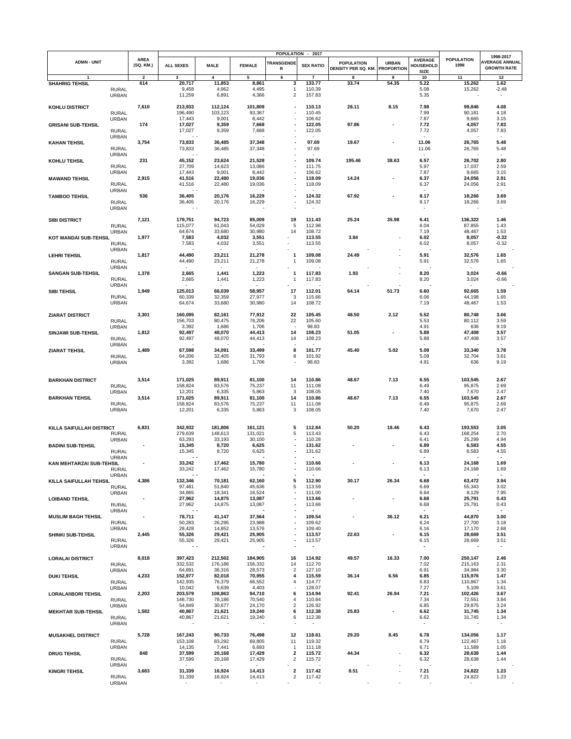| ADMN - UNIT | | AREA (SQ. KM.) | POPULATION - 2017 | | | | | | | | | POPULATION 1998 | 1998-2017 AVERAGE ANNUAL GROWTH RATE |
|---|---|---|---|---|---|---|---|---|---|---|---|---|---|
| | | | ALL SEXES | MALE | FEMALE | TRANSGENDER | SEX RATIO | POPULATION DENSITY PER SQ. KM. | URBAN PROPORTION | AVERAGE HOUSEHOLD SIZE | | | |
| 1 | | 2 | 3 | 4 | 5 | 6 | 7 | 8 | 9 | 10 | | 11 | 12 |
| **SHAHRIG TEHSIL** | | **614** | **20,717** | **11,853** | **8,861** | **3** | **133.77** | **33.74** | **54.35** | **5.22** | | **15,262** | **1.62** |
| | RURAL | | 9,458 | 4,962 | 4,495 | 1 | 110.39 | | | 5.08 | | 15,262 | -2.48 |
| | URBAN | | 11,259 | 6,891 | 4,366 | 2 | 157.83 | | | 5.35 | | - | - |
| **KOHLU DISTRICT** | | **7,610** | **213,933** | **112,124** | **101,809** | **-** | **110.13** | **28.11** | **8.15** | **7.98** | | **99,846** | **4.08** |
| | RURAL | | 196,490 | 103,123 | 93,367 | - | 110.45 | | | 7.99 | | 90,181 | 4.18 |
| | URBAN | | 17,443 | 9,001 | 8,442 | - | 106.62 | | | 7.87 | | 9,665 | 3.15 |
| **GRISANI SUB-TEHSIL** | | **174** | **17,027** | **9,359** | **7,668** | **-** | **122.05** | **97.86** | **-** | **7.72** | | **4,057** | **7.83** |
| | RURAL | | 17,027 | 9,359 | 7,668 | - | 122.05 | | | 7.72 | | 4,057 | 7.83 |
| | URBAN | | - - | | - | - | - | | | - | | - | - |
| **KAHAN TEHSIL** | | **3,754** | **73,833** | **36,485** | **37,348** | **-** | **97.69** | **19.67** | **-** | **11.06** | | **26,765** | **5.48** |
| | RURAL | | 73,833 | 36,485 | 37,348 | - | 97.69 | | | 11.06 | | 26,765 | 5.48 |
| | URBAN | | - - | | - | - | - | | | - | | - | - |
| **KOHLU TEHSIL** | | **231** | **45,152** | **23,624** | **21,528** | **-** | **109.74** | **195.46** | **38.63** | **6.57** | | **26,702** | **2.80** |
| | RURAL | | 27,709 | 14,623 | 13,086 | - | 111.75 | | | 5.97 | | 17,037 | 2.59 |
| | URBAN | | 17,443 | 9,001 | 8,442 | - | 106.62 | | | 7.87 | | 9,665 | 3.15 |
| **MAWAND TEHSIL** | | **2,915** | **41,516** | **22,480** | **19,036** | **-** | **118.09** | **14.24** | **-** | **6.37** | | **24,056** | **2.91** |
| | RURAL | | 41,516 | 22,480 | 19,036 | - | 118.09 | | | 6.37 | | 24,056 | 2.91 |
| | URBAN | | - - | | - | - | - | | | - | | - | - |
| **TAMBOO TEHSIL** | | **536** | **36,405** | **20,176** | **16,229** | **-** | **124.32** | **67.92** | **-** | **8.17** | | **18,266** | **3.69** |
| | RURAL | | 36,405 | 20,176 | 16,229 | - | 124.32 | | | 8.17 | | 18,266 | 3.69 |
| | URBAN | | - - | | - | - | - | | | - | | - | - |
| **SIBI DISTRICT** | | **7,121** | **179,751** | **94,723** | **85,009** | **19** | **111.43** | **25.24** | **35.98** | **6.41** | | **136,322** | **1.46** |
| | RURAL | | 115,077 | 61,043 | 54,029 | 5 | 112.98 | | | 6.04 | | 87,855 | 1.43 |
| | URBAN | | 64,674 | 33,680 | 30,980 | 14 | 108.72 | | | 7.19 | | 48,467 | 1.53 |
| **KOT MANDAI SUB-TEHSIL** | | **1,977** | **7,583** | **4,032** | **3,551** | **-** | **113.55** | **3.84** | **-** | **6.02** | | **8,057** | **-0.32** |
| | RURAL | | 7,583 | 4,032 | 3,551 | - | 113.55 | | | 6.02 | | 8,057 | -0.32 |
| | URBAN | | - | - | - | - | - | - | - | - | | - | - |
| **LEHRI TEHSIL** | | **1,817** | **44,490** | **23,211** | **21,278** | **1** | **109.08** | **24.49** | **-** | **5.91** | | **32,576** | **1.65** |
| | RURAL | | 44,490 | 23,211 | 21,278 | 1 | 109.08 | | | 5.91 | | 32,576 | 1.65 |
| | URBAN | | - | - | - | - | - | - | - | - | | - | - |
| **SANGAN SUB-TEHSIL** | | **1,378** | **2,665** | **1,441** | **1,223** | **1** | **117.83** | **1.93** | **-** | **8.20** | | **3,024** | **-0.66** |
| | RURAL | | 2,665 | 1,441 | 1,223 | 1 | 117.83 | | | 8.20 | | 3,024 | -0.66 |
| | URBAN | | - | - | - | - | - | - | - | - | | - | - |
| **SIBI TEHSIL** | | **1,949** | **125,013** | **66,039** | **58,957** | **17** | **112.01** | **64.14** | **51.73** | **6.60** | | **92,665** | **1.59** |
| | RURAL | | 60,339 | 32,359 | 27,977 | 3 | 115.66 | | | 6.06 | | 44,198 | 1.65 |
| | URBAN | | 64,674 | 33,680 | 30,980 | 14 | 108.72 | | | 7.19 | | 48,467 | 1.53 |
| **ZIARAT DISTRICT** | | **3,301** | **160,095** | **82,161** | **77,912** | **22** | **105.45** | **48.50** | **2.12** | **5.52** | | **80,748** | **3.66** |
| | RURAL | | 156,703 | 80,475 | 76,206 | 22 | 105.60 | | | 5.53 | | 80,112 | 3.59 |
| | URBAN | | 3,392 | 1,686 | 1,706 | - | 98.83 | | | 4.91 | | 636 | 9.19 |
| **SINJAWI SUB-TEHSIL** | | **1,812** | **92,497** | **48,070** | **44,413** | **14** | **108.23** | **51.05** | **-** | **5.88** | | **47,408** | **3.57** |
| | RURAL | | 92,497 | 48,070 | 44,413 | 14 | 108.23 | | | 5.88 | | 47,408 | 3.57 |
| | URBAN | | - | - | - | - | - | | | - | | - | - |
| **ZIARAT TEHSIL** | | **1,489** | **67,598** | **34,091** | **33,499** | **8** | **101.77** | **45.40** | **5.02** | **5.08** | | **33,340** | **3.78** |
| | RURAL | | 64,206 | 32,405 | 31,793 | 8 | 101.92 | | | 5.09 | | 32,704 | 3.61 |
| | URBAN | | 3,392 | 1,686 | 1,706 | - | 98.83 | | | 4.91 | | 636 | 9.19 |
| **BARKHAN DISTRICT** | | **3,514** | **171,025** | **89,911** | **81,100** | **14** | **110.86** | **48.67** | **7.13** | **6.55** | | **103,545** | **2.67** |
| | RURAL | | 158,824 | 83,576 | 75,237 | 11 | 111.08 | | | 6.49 | | 95,875 | 2.69 |
| | URBAN | | 12,201 | 6,335 | 5,863 | 3 | 108.05 | | | 7.40 | | 7,670 | 2.47 |
| **BARKHAN TEHSIL** | | **3,514** | **171,025** | **89,911** | **81,100** | **14** | **110.86** | **48.67** | **7.13** | **6.55** | | **103,545** | **2.67** |
| | RURAL | | 158,824 | 83,576 | 75,237 | 11 | 111.08 | | | 6.49 | | 95,875 | 2.69 |
| | URBAN | | 12,201 | 6,335 | 5,863 | 3 | 108.05 | | | 7.40 | | 7,670 | 2.47 |
| **KILLA SAIFULLAH DISTRICT** | | **6,831** | **342,932** | **181,806** | **161,121** | **5** | **112.84** | **50.20** | **18.46** | **6.43** | | **193,553** | **3.05** |
| | RURAL | | 279,639 | 148,613 | 131,021 | 5 | 113.43 | | | 6.43 | | 168,254 | 2.70 |
| | URBAN | | 63,293 | 33,193 | 30,100 | - | 110.28 | | | 6.41 | | 25,299 | 4.94 |
| **BADINI SUB-TEHSIL** | | **-** | **15,345** | **8,720** | **6,625** | **-** | **131.62** | **-** | **-** | **6.89** | | **6,583** | **4.55** |
| | RURAL | | 15,345 | 8,720 | 6,625 | - | 131.62 | | | 6.89 | | 6,583 | 4.55 |
| | URBAN | | - - | | - | - | - | | | - | | - | - |
| **KAN MEHTARZAI SUB-TEHSIL** | | **-** | **33,242** | **17,462** | **15,780** | **-** | **110.66** | **-** | **-** | **6.13** | | **24,168** | **1.69** |
| | RURAL | | 33,242 | 17,462 | 15,780 | - | 110.66 | | | 6.13 | | 24,168 | 1.69 |
| | URBAN | | - - | | - | - | - | | | - | | - | - |
| **KILLA SAIFULLAH TEHSIL** | | **4,386** | **132,346** | **70,181** | **62,160** | **5** | **112.90** | **30.17** | **26.34** | **6.68** | | **63,472** | **3.94** |
| | RURAL | | 97,481 | 51,840 | 45,636 | 5 | 113.59 | | | 6.69 | | 55,343 | 3.02 |
| | URBAN | | 34,865 | 18,341 | 16,524 | - | 111.00 | | | 6.64 | | 8,129 | 7.95 |
| **LOIBAND TEHSIL** | | **-** | **27,962** | **14,875** | **13,087** | **-** | **113.66** | **-** | **-** | **6.68** | | **25,791** | **0.43** |
| | RURAL | | 27,962 | 14,875 | 13,087 | - | 113.66 | | | 6.68 | | 25,791 | 0.43 |
| | URBAN | | - - | | - | - | - | | | - | | - | - |
| **MUSLIM BAGH TEHSIL** | | **-** | **78,711** | **41,147** | **37,564** | **-** | **109.54** | **-** | **36.12** | **6.21** | | **44,870** | **3.00** |
| | RURAL | | 50,283 | 26,295 | 23,988 | - | 109.62 | | | 6.24 | | 27,700 | 3.18 |
| | URBAN | | 28,428 | 14,852 | 13,576 | - | 109.40 | | | 6.16 | | 17,170 | 2.68 |
| **SHINKI SUB-TEHSIL** | | **2,445** | **55,326** | **29,421** | **25,905** | **-** | **113.57** | **22.63** | **-** | **6.15** | | **28,669** | **3.51** |
| | RURAL | | 55,326 | 29,421 | 25,905 | - | 113.57 | | | 6.15 | | 28,669 | 3.51 |
| | URBAN | | - - | | - | - | - | | | - | | - | - |
| **LORALAI DISTRICT** | | **8,018** | **397,423** | **212,502** | **184,905** | **16** | **114.92** | **49.57** | **16.33** | **7.00** | | **250,147** | **2.46** |
| | RURAL | | 332,532 | 176,186 | 156,332 | 14 | 112.70 | | | 7.02 | | 215,163 | 2.31 |
| | URBAN | | 64,891 | 36,316 | 28,573 | 2 | 127.10 | | | 6.91 | | 34,984 | 3.30 |
| **DUKI TEHSIL** | | **4,233** | **152,977** | **82,018** | **70,955** | **4** | **115.59** | **36.14** | **6.56** | **6.85** | | **115,976** | **1.47** |
| | RURAL | | 142,935 | 76,379 | 66,552 | 4 | 114.77 | | | 6.83 | | 110,867 | 1.34 |
| | URBAN | | 10,042 | 5,639 | 4,403 | - | 128.07 | | | 7.27 | | 5,109 | 3.61 |
| **LORALAI\BORI TEHSIL** | | **2,203** | **203,579** | **108,863** | **94,710** | **6** | **114.94** | **92.41** | **26.94** | **7.21** | | **102,426** | **3.67** |
| | RURAL | | 148,730 | 78,186 | 70,540 | 4 | 110.84 | | | 7.34 | | 72,551 | 3.84 |
| | URBAN | | 54,849 | 30,677 | 24,170 | 2 | 126.92 | | | 6.85 | | 29,875 | 3.24 |
| **MEKHTAR SUB-TEHSIL** | | **1,582** | **40,867** | **21,621** | **19,240** | **6** | **112.38** | **25.83** | **-** | **6.62** | | **31,745** | **1.34** |
| | RURAL | | 40,867 | 21,621 | 19,240 | 6 | 112.38 | | | 6.62 | | 31,745 | 1.34 |
| | URBAN | | - | - | - | - | - | | | - | | - | - |
| **MUSAKHEL DISTRICT** | | **5,728** | **167,243** | **90,733** | **76,498** | **12** | **118.61** | **29.20** | **8.45** | **6.78** | | **134,056** | **1.17** |
| | RURAL | | 153,108 | 83,292 | 69,805 | 11 | 119.32 | | | 6.79 | | 122,467 | 1.18 |
| | URBAN | | 14,135 | 7,441 | 6,693 | 1 | 111.18 | | | 6.71 | | 11,589 | 1.05 |
| **DRUG TEHSIL** | | **848** | **37,599** | **20,168** | **17,429** | **2** | **115.72** | **44.34** | **-** | **6.32** | | **28,638** | **1.44** |
| | RURAL | | 37,599 | 20,168 | 17,429 | 2 | 115.72 | | | 6.32 | | 28,638 | 1.44 |
| | URBAN | | - | - | - | - | - | - | - | - | | - | - |
| **KINGRI TEHSIL** | | **3,683** | **31,339** | **16,924** | **14,413** | **2** | **117.42** | **8.51** | **-** | **7.21** | | **24,822** | **1.23** |
| | RURAL | | 31,339 | 16,924 | 14,413 | 2 | 117.42 | | | 7.21 | | 24,822 | 1.23 |
| | URBAN | | - | - | - | - | - | - | - | - | | - | - |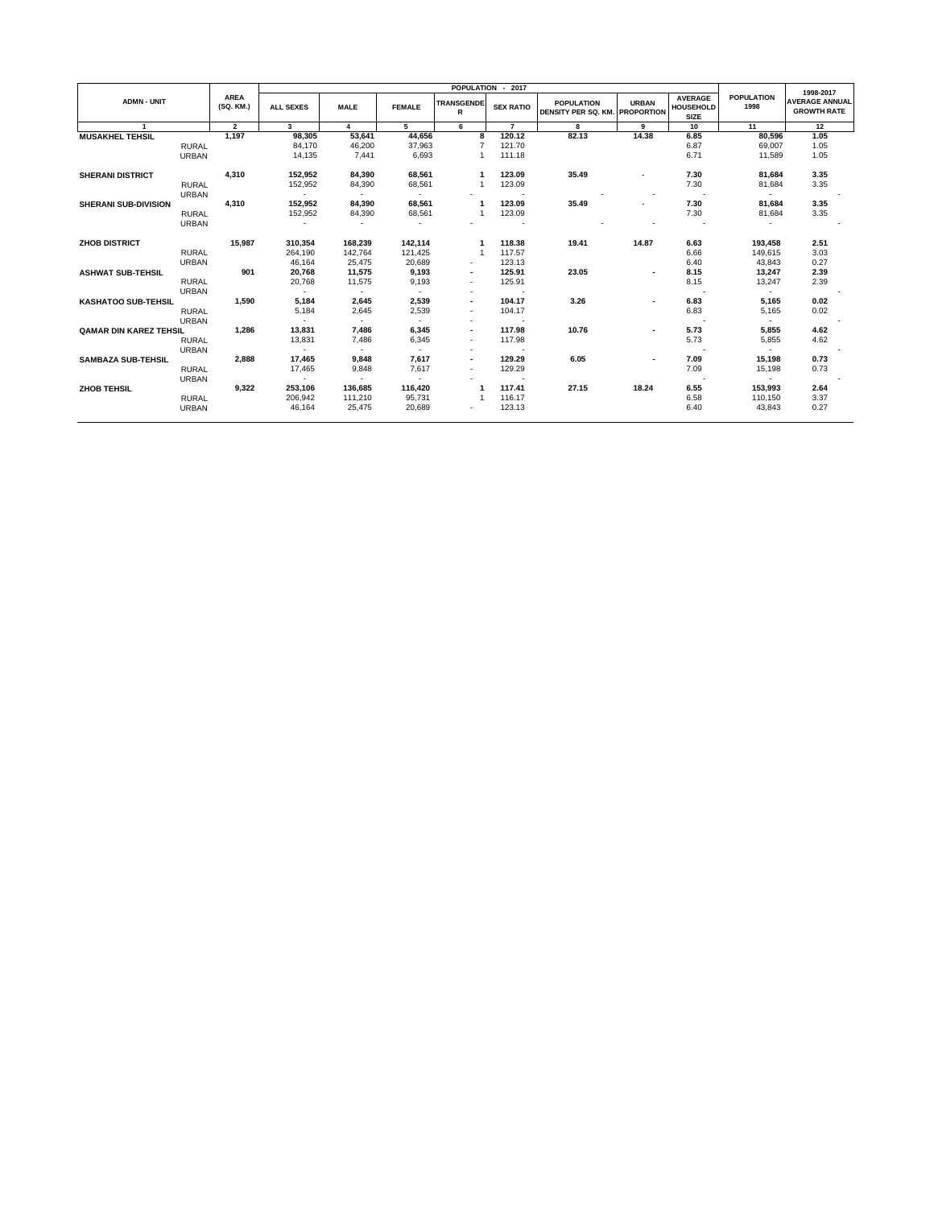| ADMN - UNIT | | AREA (SQ. KM.) | POPULATION - 2017 | | | | | | | | | POPULATION 1998 | 1998-2017 AVERAGE ANNUAL GROWTH RATE |
|---|---|---|---|---|---|---|---|---|---|---|---|---|---|
| | | | ALL SEXES | MALE | FEMALE | TRANSGENDER | SEX RATIO | POPULATION DENSITY PER SQ. KM. | URBAN PROPORTION | AVERAGE HOUSEHOLD SIZE | | | |
| 1 | | 2 | 3 | 4 | 5 | 6 | 7 | 8 | 9 | 10 | | 11 | 12 |
| **MUSAKHEL TEHSIL** | | **1,197** | **98,305** | **53,641** | **44,656** | **8** | **120.12** | **82.13** | **14.38** | **6.85** | | **80,596** | **1.05** |
| | RURAL | | 84,170 | 46,200 | 37,963 | 7 | 121.70 | | | 6.87 | | 69,007 | 1.05 |
| | URBAN | | 14,135 | 7,441 | 6,693 | 1 | 111.18 | | | 6.71 | | 11,589 | 1.05 |
| **SHERANI DISTRICT** | | **4,310** | **152,952** | **84,390** | **68,561** | **1** | **123.09** | **35.49** | - | **7.30** | | **81,684** | **3.35** |
| | RURAL | | 152,952 | 84,390 | 68,561 | 1 | 123.09 | | | 7.30 | | 81,684 | 3.35 |
| | URBAN | | - | - | - | - | - | - | - | - | | - | - |
| **SHERANI SUB-DIVISION** | | **4,310** | **152,952** | **84,390** | **68,561** | **1** | **123.09** | **35.49** | - | **7.30** | | **81,684** | **3.35** |
| | RURAL | | 152,952 | 84,390 | 68,561 | 1 | 123.09 | | | 7.30 | | 81,684 | 3.35 |
| | URBAN | | - | - | - | - | - | - | - | - | | - | - |
| **ZHOB DISTRICT** | | **15,987** | **310,354** | **168,239** | **142,114** | **1** | **118.38** | **19.41** | **14.87** | **6.63** | | **193,458** | **2.51** |
| | RURAL | | 264,190 | 142,764 | 121,425 | 1 | 117.57 | | | 6.66 | | 149,615 | 3.03 |
| | URBAN | | 46,164 | 25,475 | 20,689 | - | 123.13 | | | 6.40 | | 43,843 | 0.27 |
| **ASHWAT SUB-TEHSIL** | | **901** | **20,768** | **11,575** | **9,193** | **-** | **125.91** | **23.05** | **-** | **8.15** | | **13,247** | **2.39** |
| | RURAL | | 20,768 | 11,575 | 9,193 | - | 125.91 | | | 8.15 | | 13,247 | 2.39 |
| | URBAN | | - | - | - | - | - | | | - | | - | - |
| **KASHATOO SUB-TEHSIL** | | **1,590** | **5,184** | **2,645** | **2,539** | **-** | **104.17** | **3.26** | **-** | **6.83** | | **5,165** | **0.02** |
| | RURAL | | 5,184 | 2,645 | 2,539 | - | 104.17 | | | 6.83 | | 5,165 | 0.02 |
| | URBAN | | - | - | - | - | - | | | - | | - | - |
| **QAMAR DIN KAREZ TEHSIL** | | **1,286** | **13,831** | **7,486** | **6,345** | **-** | **117.98** | **10.76** | **-** | **5.73** | | **5,855** | **4.62** |
| | RURAL | | 13,831 | 7,486 | 6,345 | - | 117.98 | | | 5.73 | | 5,855 | 4.62 |
| | URBAN | | - | - | - | - | - | | | - | | - | - |
| **SAMBAZA SUB-TEHSIL** | | **2,888** | **17,465** | **9,848** | **7,617** | **-** | **129.29** | **6.05** | **-** | **7.09** | | **15,198** | **0.73** |
| | RURAL | | 17,465 | 9,848 | 7,617 | - | 129.29 | | | 7.09 | | 15,198 | 0.73 |
| | URBAN | | - | - | - | - | - | | | - | | - | - |
| **ZHOB TEHSIL** | | **9,322** | **253,106** | **136,685** | **116,420** | **1** | **117.41** | **27.15** | **18.24** | **6.55** | | **153,993** | **2.64** |
| | RURAL | | 206,942 | 111,210 | 95,731 | 1 | 116.17 | | | 6.58 | | 110,150 | 3.37 |
| | URBAN | | 46,164 | 25,475 | 20,689 | - | 123.13 | | | 6.40 | | 43,843 | 0.27 |